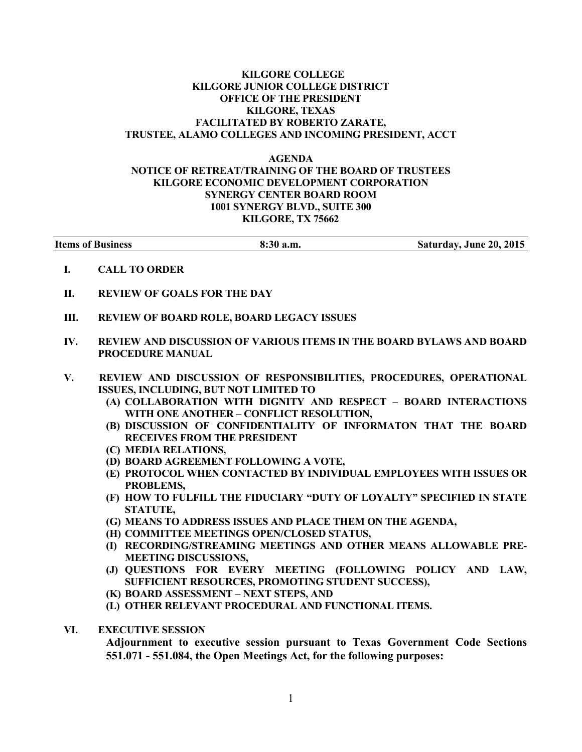**KILGORE COLLEGE**
**KILGORE JUNIOR COLLEGE DISTRICT**
**OFFICE OF THE PRESIDENT**
**KILGORE, TEXAS**
**FACILITATED BY ROBERTO ZARATE,**
**TRUSTEE, ALAMO COLLEGES AND INCOMING PRESIDENT, ACCT**

**AGENDA**
**NOTICE OF RETREAT/TRAINING OF THE BOARD OF TRUSTEES**
**KILGORE ECONOMIC DEVELOPMENT CORPORATION**
**SYNERGY CENTER BOARD ROOM**
**1001 SYNERGY BLVD., SUITE 300**
**KILGORE, TX 75662**

| Items of Business | 8:30 a.m. | Saturday, June 20, 2015 |
|---|---|---|

**I. CALL TO ORDER**

**II. REVIEW OF GOALS FOR THE DAY**

**III. REVIEW OF BOARD ROLE, BOARD LEGACY ISSUES**

**IV. REVIEW AND DISCUSSION OF VARIOUS ITEMS IN THE BOARD BYLAWS AND BOARD PROCEDURE MANUAL**

**V. REVIEW AND DISCUSSION OF RESPONSIBILITIES, PROCEDURES, OPERATIONAL ISSUES, INCLUDING, BUT NOT LIMITED TO**

- **(A) COLLABORATION WITH DIGNITY AND RESPECT – BOARD INTERACTIONS WITH ONE ANOTHER – CONFLICT RESOLUTION,**
- **(B) DISCUSSION OF CONFIDENTIALITY OF INFORMATON THAT THE BOARD RECEIVES FROM THE PRESIDENT**
- **(C) MEDIA RELATIONS,**
- **(D) BOARD AGREEMENT FOLLOWING A VOTE,**
- **(E) PROTOCOL WHEN CONTACTED BY INDIVIDUAL EMPLOYEES WITH ISSUES OR PROBLEMS,**
- **(F) HOW TO FULFILL THE FIDUCIARY "DUTY OF LOYALTY" SPECIFIED IN STATE STATUTE,**
- **(G) MEANS TO ADDRESS ISSUES AND PLACE THEM ON THE AGENDA,**
- **(H) COMMITTEE MEETINGS OPEN/CLOSED STATUS,**
- **(I) RECORDING/STREAMING MEETINGS AND OTHER MEANS ALLOWABLE PRE-MEETING DISCUSSIONS,**
- **(J) QUESTIONS FOR EVERY MEETING (FOLLOWING POLICY AND LAW, SUFFICIENT RESOURCES, PROMOTING STUDENT SUCCESS),**
- **(K) BOARD ASSESSMENT – NEXT STEPS, AND**
- **(L) OTHER RELEVANT PROCEDURAL AND FUNCTIONAL ITEMS.**

**VI. EXECUTIVE SESSION**

**Adjournment to executive session pursuant to Texas Government Code Sections 551.071 - 551.084, the Open Meetings Act, for the following purposes:**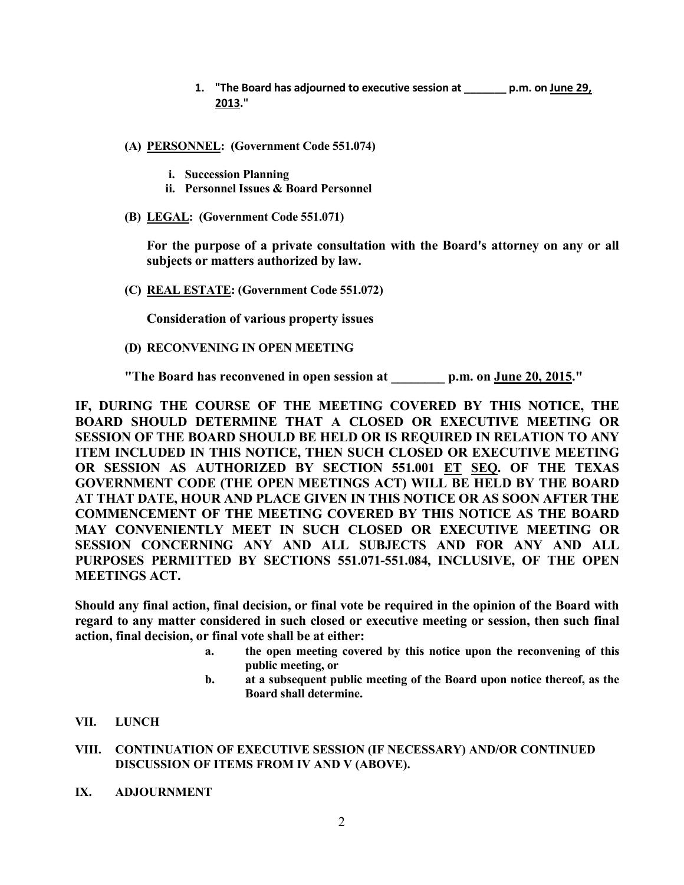1. **"The Board has adjourned to executive session at _______ p.m. on June 29, 2013."**

**(A) PERSONNEL: (Government Code 551.074)**

- **i. Succession Planning**
- **ii. Personnel Issues & Board Personnel**

**(B) LEGAL: (Government Code 551.071)**

**For the purpose of a private consultation with the Board's attorney on any or all subjects or matters authorized by law.**

**(C) REAL ESTATE: (Government Code 551.072)**

**Consideration of various property issues**

**(D) RECONVENING IN OPEN MEETING**

**"The Board has reconvened in open session at ________ p.m. on June 20, 2015."**

**IF, DURING THE COURSE OF THE MEETING COVERED BY THIS NOTICE, THE BOARD SHOULD DETERMINE THAT A CLOSED OR EXECUTIVE MEETING OR SESSION OF THE BOARD SHOULD BE HELD OR IS REQUIRED IN RELATION TO ANY ITEM INCLUDED IN THIS NOTICE, THEN SUCH CLOSED OR EXECUTIVE MEETING OR SESSION AS AUTHORIZED BY SECTION 551.001 ET SEQ. OF THE TEXAS GOVERNMENT CODE (THE OPEN MEETINGS ACT) WILL BE HELD BY THE BOARD AT THAT DATE, HOUR AND PLACE GIVEN IN THIS NOTICE OR AS SOON AFTER THE COMMENCEMENT OF THE MEETING COVERED BY THIS NOTICE AS THE BOARD MAY CONVENIENTLY MEET IN SUCH CLOSED OR EXECUTIVE MEETING OR SESSION CONCERNING ANY AND ALL SUBJECTS AND FOR ANY AND ALL PURPOSES PERMITTED BY SECTIONS 551.071-551.084, INCLUSIVE, OF THE OPEN MEETINGS ACT.**

**Should any final action, final decision, or final vote be required in the opinion of the Board with regard to any matter considered in such closed or executive meeting or session, then such final action, final decision, or final vote shall be at either:**

- **a. the open meeting covered by this notice upon the reconvening of this public meeting, or**
- **b. at a subsequent public meeting of the Board upon notice thereof, as the Board shall determine.**

**VII. LUNCH**

**VIII. CONTINUATION OF EXECUTIVE SESSION (IF NECESSARY) AND/OR CONTINUED DISCUSSION OF ITEMS FROM IV AND V (ABOVE).**

**IX. ADJOURNMENT**